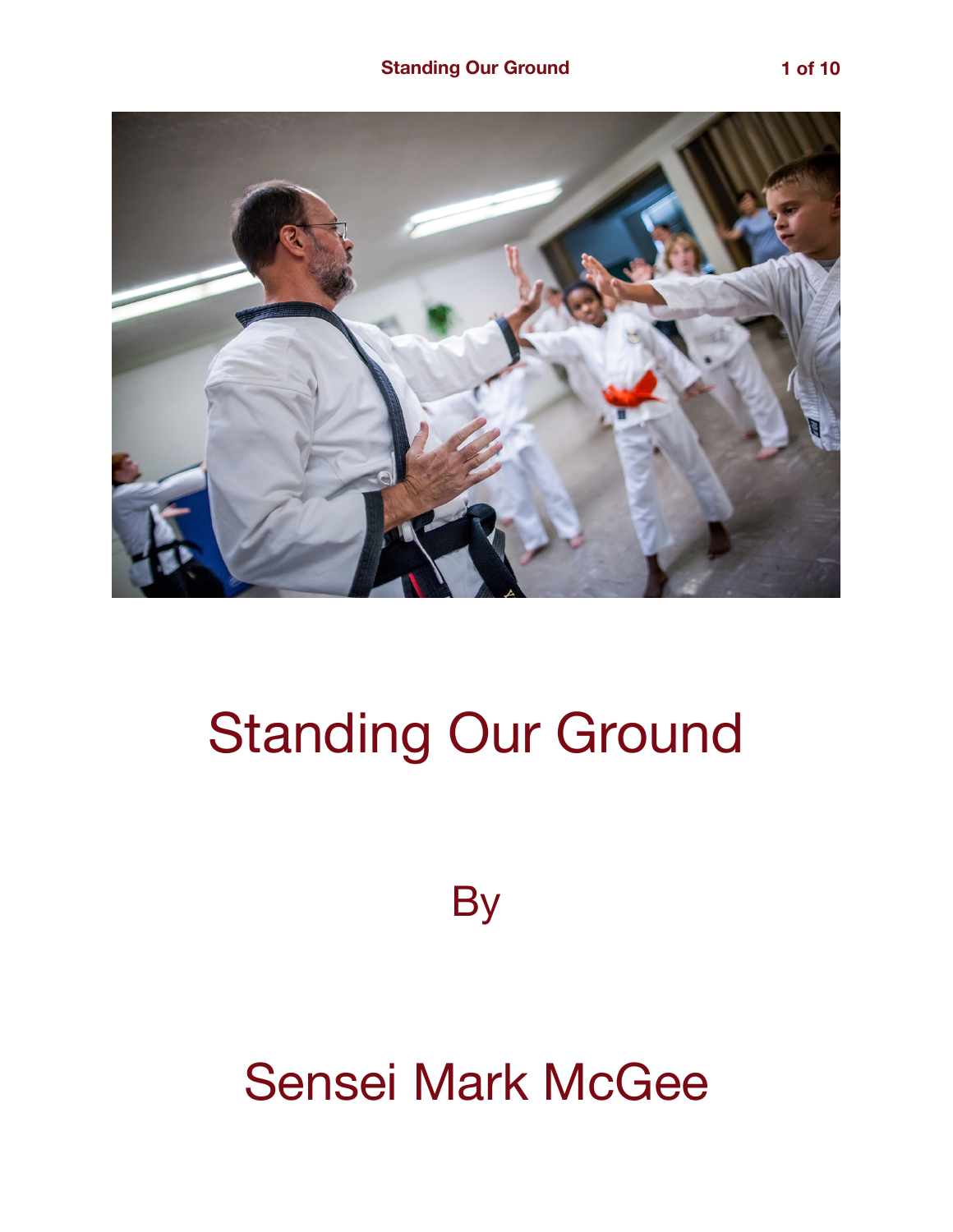# Standing Our Ground

By

Sensei Mark McGee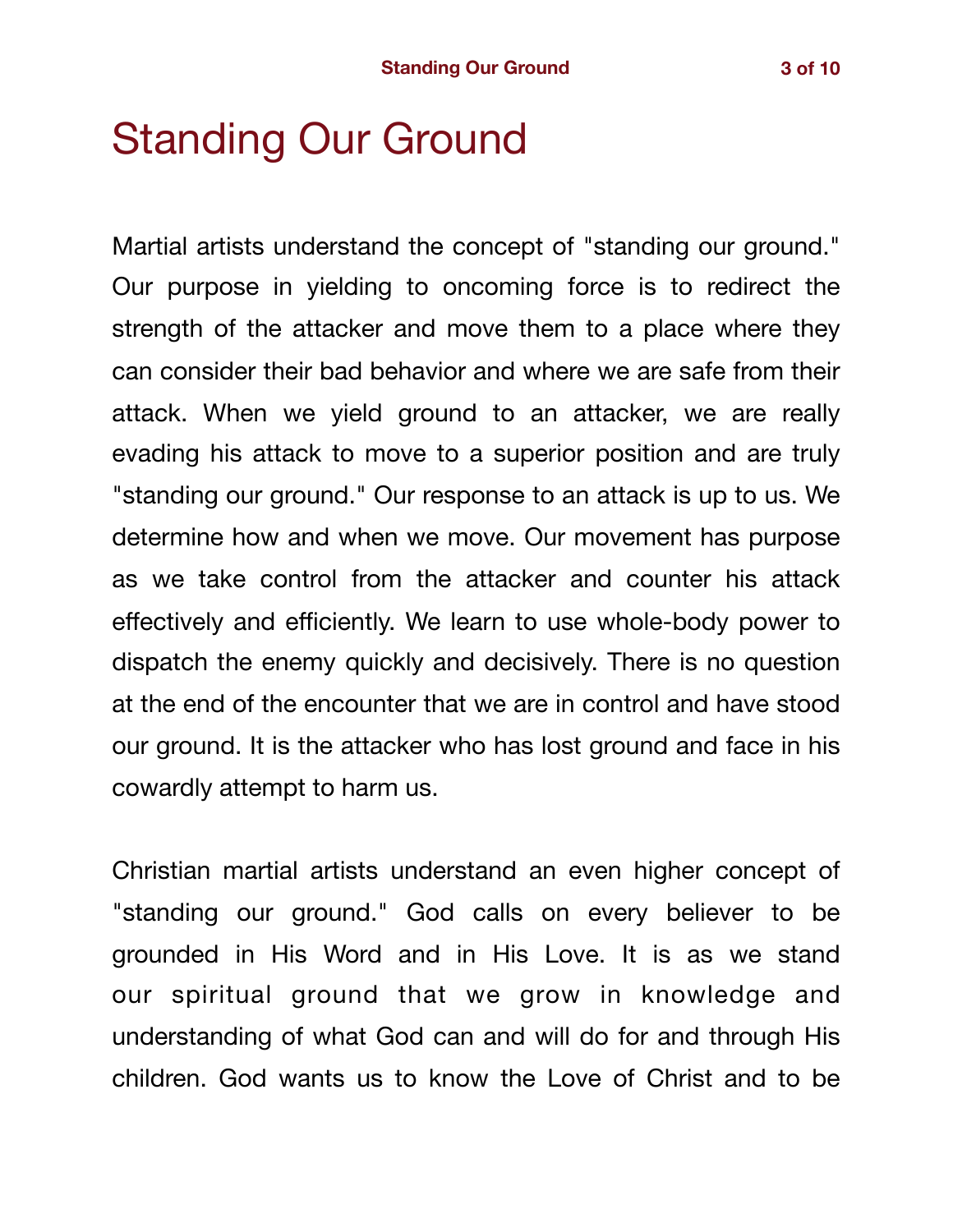# Standing Our Ground

Martial artists understand the concept of "standing our ground." Our purpose in yielding to oncoming force is to redirect the strength of the attacker and move them to a place where they can consider their bad behavior and where we are safe from their attack. When we yield ground to an attacker, we are really evading his attack to move to a superior position and are truly "standing our ground." Our response to an attack is up to us. We determine how and when we move. Our movement has purpose as we take control from the attacker and counter his attack effectively and efficiently. We learn to use whole-body power to dispatch the enemy quickly and decisively. There is no question at the end of the encounter that we are in control and have stood our ground. It is the attacker who has lost ground and face in his cowardly attempt to harm us.

Christian martial artists understand an even higher concept of "standing our ground." God calls on every believer to be grounded in His Word and in His Love. It is as we stand our spiritual ground that we grow in knowledge and understanding of what God can and will do for and through His children. God wants us to know the Love of Christ and to be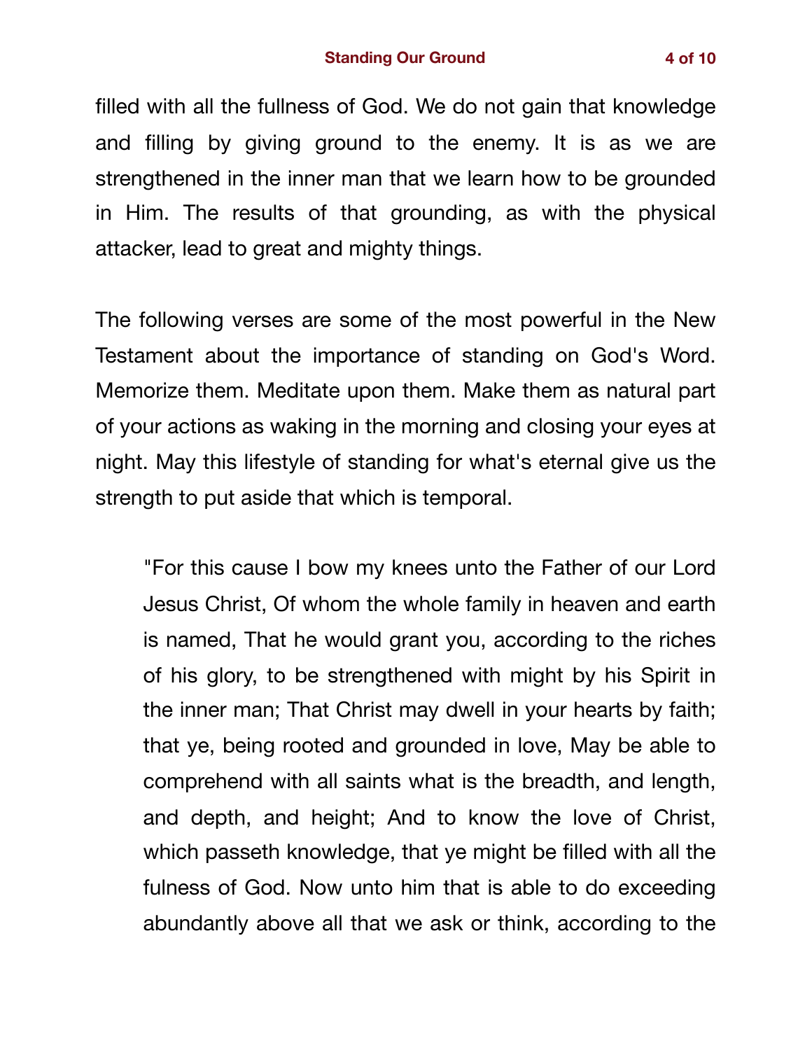filled with all the fullness of God. We do not gain that knowledge and filling by giving ground to the enemy. It is as we are strengthened in the inner man that we learn how to be grounded in Him. The results of that grounding, as with the physical attacker, lead to great and mighty things.

The following verses are some of the most powerful in the New Testament about the importance of standing on God's Word. Memorize them. Meditate upon them. Make them as natural part of your actions as waking in the morning and closing your eyes at night. May this lifestyle of standing for what's eternal give us the strength to put aside that which is temporal.

> "For this cause I bow my knees unto the Father of our Lord Jesus Christ, Of whom the whole family in heaven and earth is named, That he would grant you, according to the riches of his glory, to be strengthened with might by his Spirit in the inner man; That Christ may dwell in your hearts by faith; that ye, being rooted and grounded in love, May be able to comprehend with all saints what is the breadth, and length, and depth, and height; And to know the love of Christ, which passeth knowledge, that ye might be filled with all the fulness of God. Now unto him that is able to do exceeding abundantly above all that we ask or think, according to the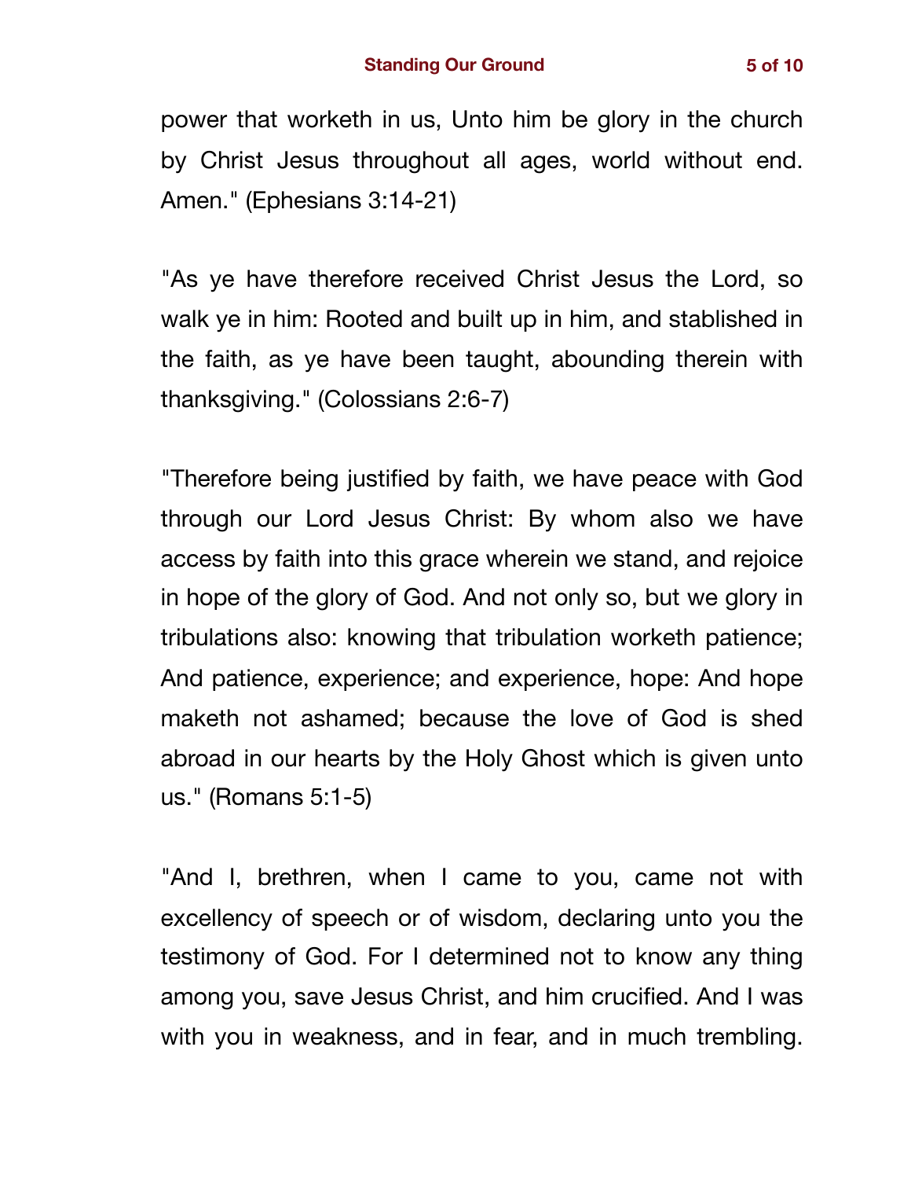power that worketh in us, Unto him be glory in the church by Christ Jesus throughout all ages, world without end. Amen." (Ephesians 3:14-21)

"As ye have therefore received Christ Jesus the Lord, so walk ye in him: Rooted and built up in him, and stablished in the faith, as ye have been taught, abounding therein with thanksgiving." (Colossians 2:6-7)

"Therefore being justified by faith, we have peace with God through our Lord Jesus Christ: By whom also we have access by faith into this grace wherein we stand, and rejoice in hope of the glory of God. And not only so, but we glory in tribulations also: knowing that tribulation worketh patience; And patience, experience; and experience, hope: And hope maketh not ashamed; because the love of God is shed abroad in our hearts by the Holy Ghost which is given unto us." (Romans 5:1-5)

"And I, brethren, when I came to you, came not with excellency of speech or of wisdom, declaring unto you the testimony of God. For I determined not to know any thing among you, save Jesus Christ, and him crucified. And I was with you in weakness, and in fear, and in much trembling.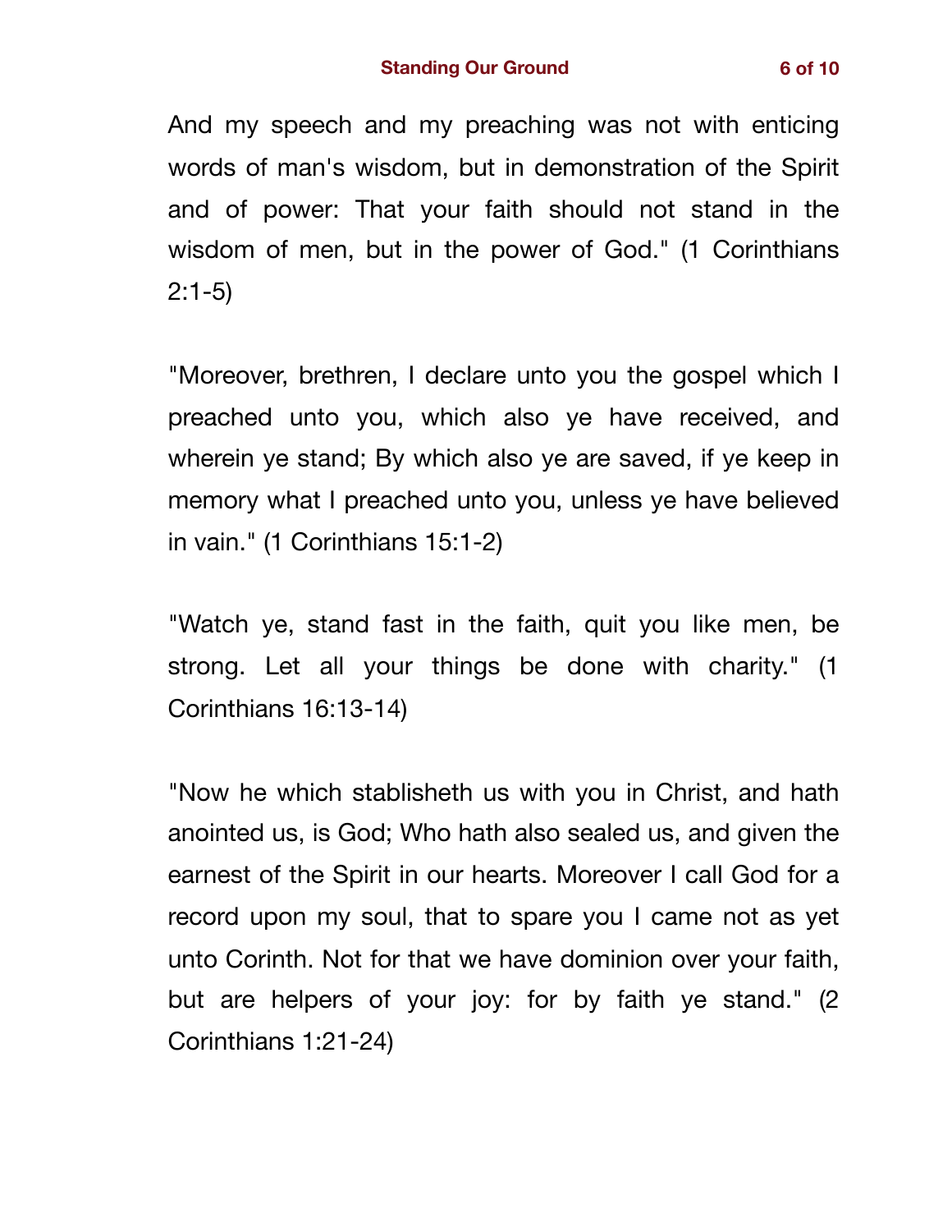And my speech and my preaching was not with enticing words of man's wisdom, but in demonstration of the Spirit and of power: That your faith should not stand in the wisdom of men, but in the power of God." (1 Corinthians 2:1-5)

"Moreover, brethren, I declare unto you the gospel which I preached unto you, which also ye have received, and wherein ye stand; By which also ye are saved, if ye keep in memory what I preached unto you, unless ye have believed in vain." (1 Corinthians 15:1-2)

"Watch ye, stand fast in the faith, quit you like men, be strong. Let all your things be done with charity." (1 Corinthians 16:13-14)

"Now he which stablisheth us with you in Christ, and hath anointed us, is God; Who hath also sealed us, and given the earnest of the Spirit in our hearts. Moreover I call God for a record upon my soul, that to spare you I came not as yet unto Corinth. Not for that we have dominion over your faith, but are helpers of your joy: for by faith ye stand." (2 Corinthians 1:21-24)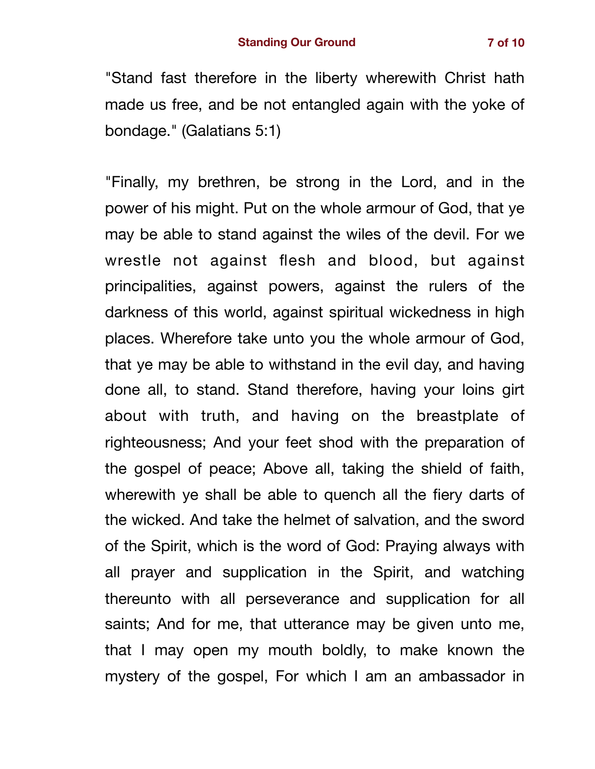"Stand fast therefore in the liberty wherewith Christ hath made us free, and be not entangled again with the yoke of bondage." (Galatians 5:1)

"Finally, my brethren, be strong in the Lord, and in the power of his might. Put on the whole armour of God, that ye may be able to stand against the wiles of the devil. For we wrestle not against flesh and blood, but against principalities, against powers, against the rulers of the darkness of this world, against spiritual wickedness in high places. Wherefore take unto you the whole armour of God, that ye may be able to withstand in the evil day, and having done all, to stand. Stand therefore, having your loins girt about with truth, and having on the breastplate of righteousness; And your feet shod with the preparation of the gospel of peace; Above all, taking the shield of faith, wherewith ye shall be able to quench all the fiery darts of the wicked. And take the helmet of salvation, and the sword of the Spirit, which is the word of God: Praying always with all prayer and supplication in the Spirit, and watching thereunto with all perseverance and supplication for all saints; And for me, that utterance may be given unto me, that I may open my mouth boldly, to make known the mystery of the gospel, For which I am an ambassador in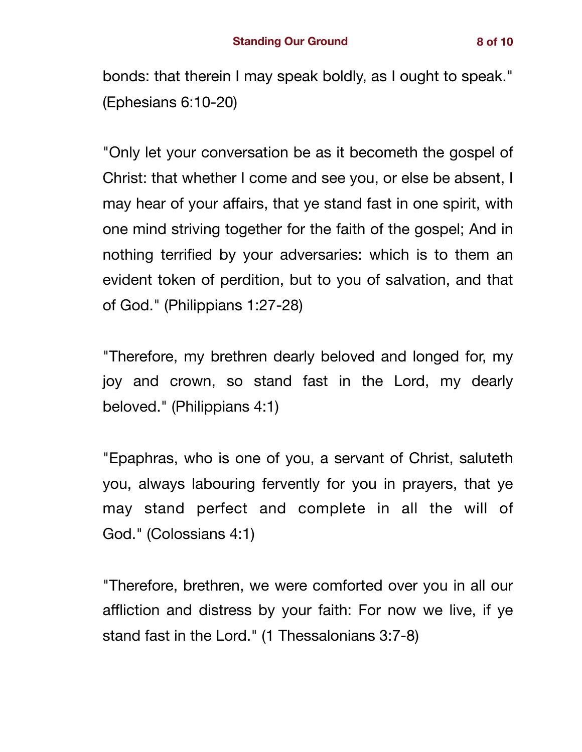bonds: that therein I may speak boldly, as I ought to speak." (Ephesians 6:10-20)

"Only let your conversation be as it becometh the gospel of Christ: that whether I come and see you, or else be absent, I may hear of your affairs, that ye stand fast in one spirit, with one mind striving together for the faith of the gospel; And in nothing terrified by your adversaries: which is to them an evident token of perdition, but to you of salvation, and that of God." (Philippians 1:27-28)

"Therefore, my brethren dearly beloved and longed for, my joy and crown, so stand fast in the Lord, my dearly beloved." (Philippians 4:1)

"Epaphras, who is one of you, a servant of Christ, saluteth you, always labouring fervently for you in prayers, that ye may stand perfect and complete in all the will of God." (Colossians 4:1)

"Therefore, brethren, we were comforted over you in all our affliction and distress by your faith: For now we live, if ye stand fast in the Lord." (1 Thessalonians 3:7-8)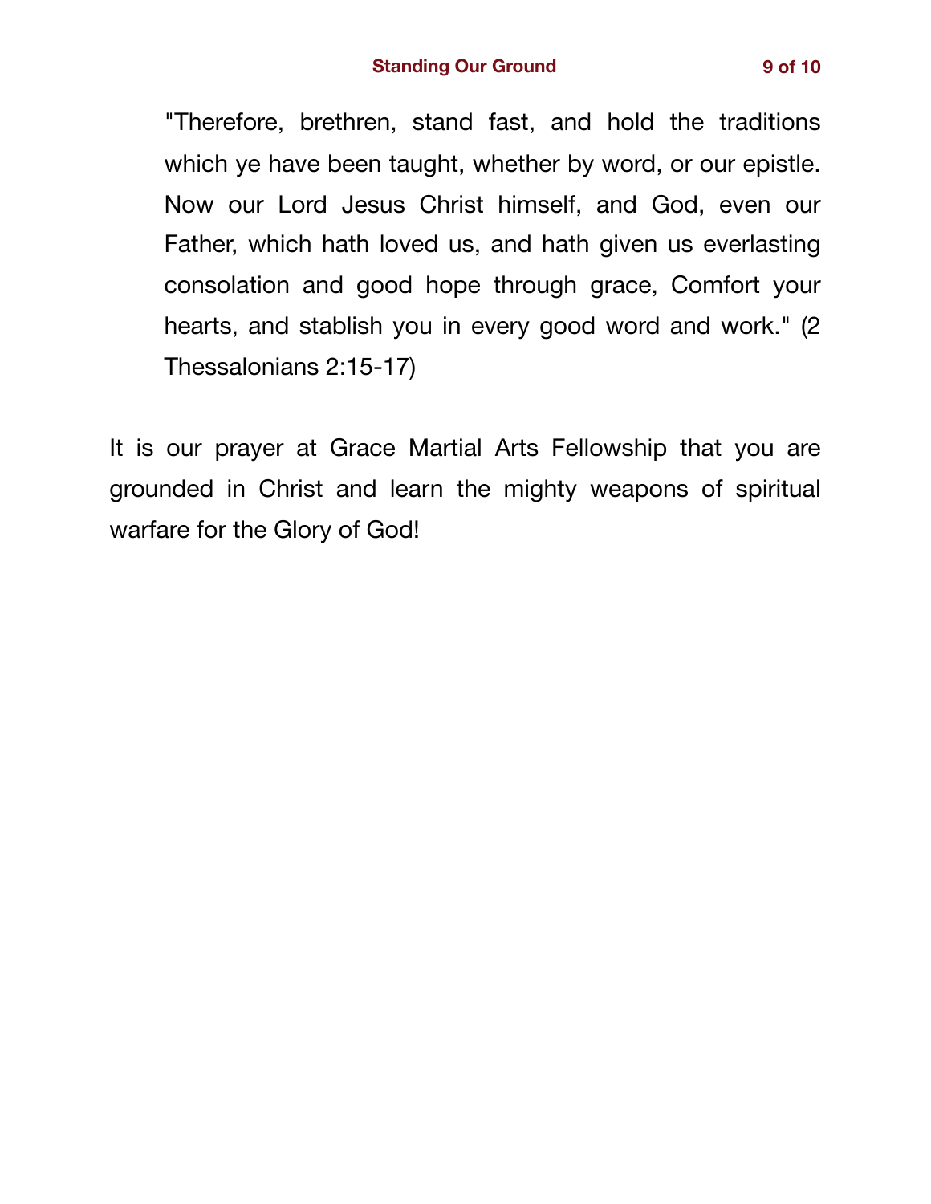> "Therefore, brethren, stand fast, and hold the traditions which ye have been taught, whether by word, or our epistle. Now our Lord Jesus Christ himself, and God, even our Father, which hath loved us, and hath given us everlasting consolation and good hope through grace, Comfort your hearts, and stablish you in every good word and work." (2 Thessalonians 2:15-17)

It is our prayer at Grace Martial Arts Fellowship that you are grounded in Christ and learn the mighty weapons of spiritual warfare for the Glory of God!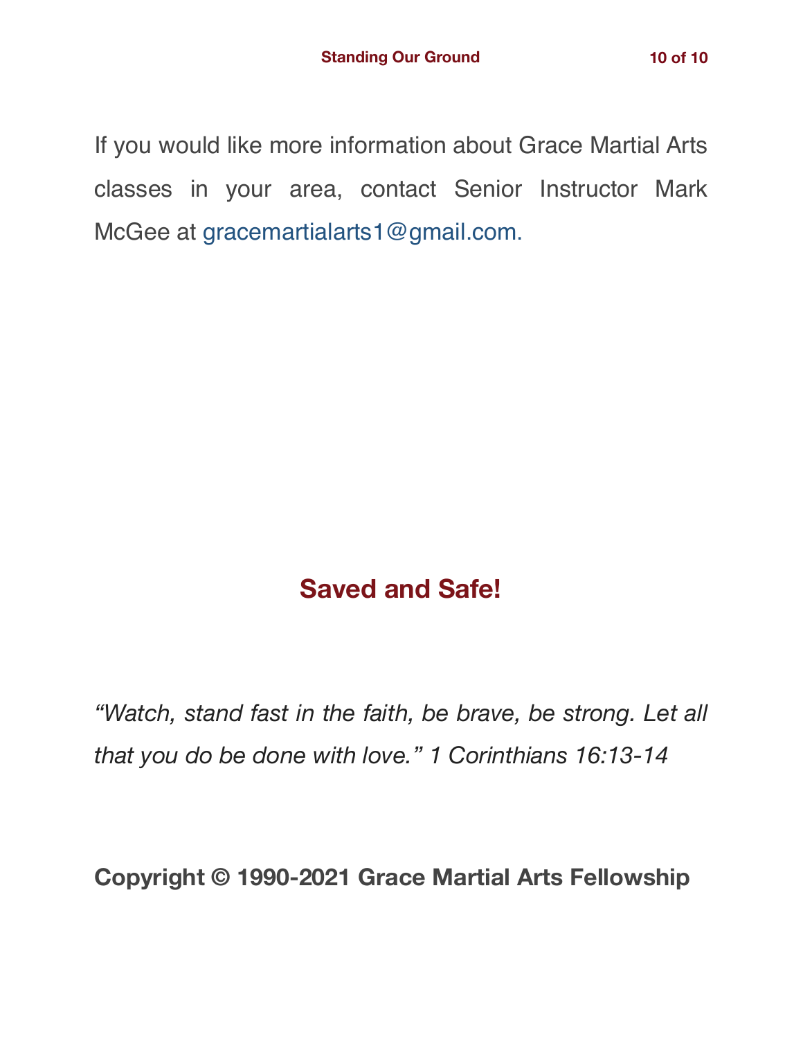If you would like more information about Grace Martial Arts classes in your area, contact Senior Instructor Mark McGee at gracemartialarts1@gmail.com.

## Saved and Safe!

*“Watch, stand fast in the faith, be brave, be strong. Let all that you do be done with love.” 1 Corinthians 16:13-14*

**Copyright © 1990-2021 Grace Martial Arts Fellowship**